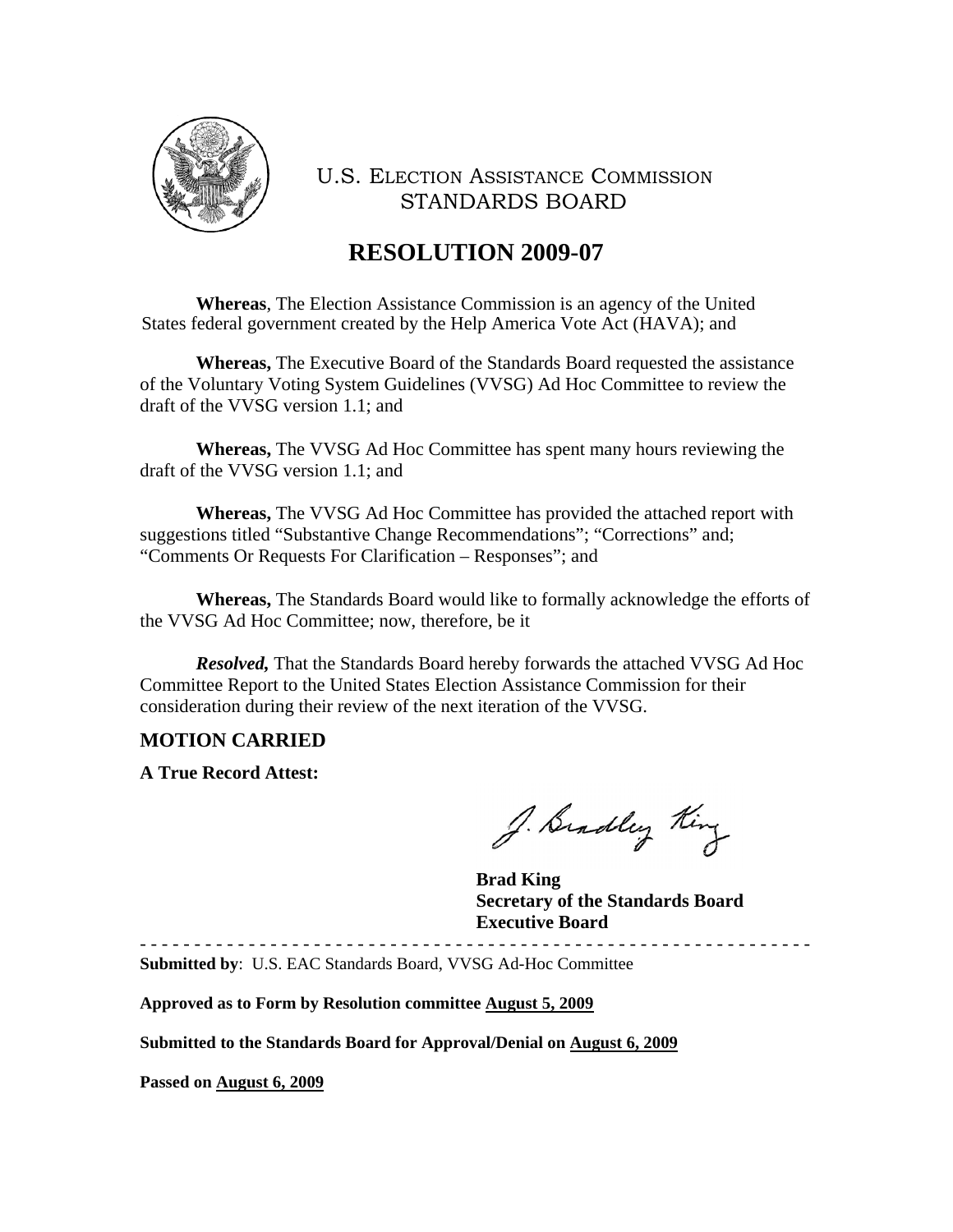U.S. ELECTION ASSISTANCE COMMISSION
STANDARDS BOARD

# RESOLUTION 2009-07

**Whereas**, The Election Assistance Commission is an agency of the United States federal government created by the Help America Vote Act (HAVA); and

**Whereas,** The Executive Board of the Standards Board requested the assistance of the Voluntary Voting System Guidelines (VVSG) Ad Hoc Committee to review the draft of the VVSG version 1.1; and

**Whereas,** The VVSG Ad Hoc Committee has spent many hours reviewing the draft of the VVSG version 1.1; and

**Whereas,** The VVSG Ad Hoc Committee has provided the attached report with suggestions titled "Substantive Change Recommendations"; "Corrections" and; "Comments Or Requests For Clarification – Responses"; and

**Whereas,** The Standards Board would like to formally acknowledge the efforts of the VVSG Ad Hoc Committee; now, therefore, be it

***Resolved,*** That the Standards Board hereby forwards the attached VVSG Ad Hoc Committee Report to the United States Election Assistance Commission for their consideration during their review of the next iteration of the VVSG.

## MOTION CARRIED

**A True Record Attest:**

J. Bradley King

**Brad King**
**Secretary of the Standards Board**
**Executive Board**

- - - - - - - - - - - - - - - - - - - - - - - - - - - - - - - - - - - - - - - - - - - - - - - - - - - - - - - - - - - -

**Submitted by**: U.S. EAC Standards Board, VVSG Ad-Hoc Committee

**Approved as to Form by Resolution committee August 5, 2009**

**Submitted to the Standards Board for Approval/Denial on August 6, 2009**

**Passed on August 6, 2009**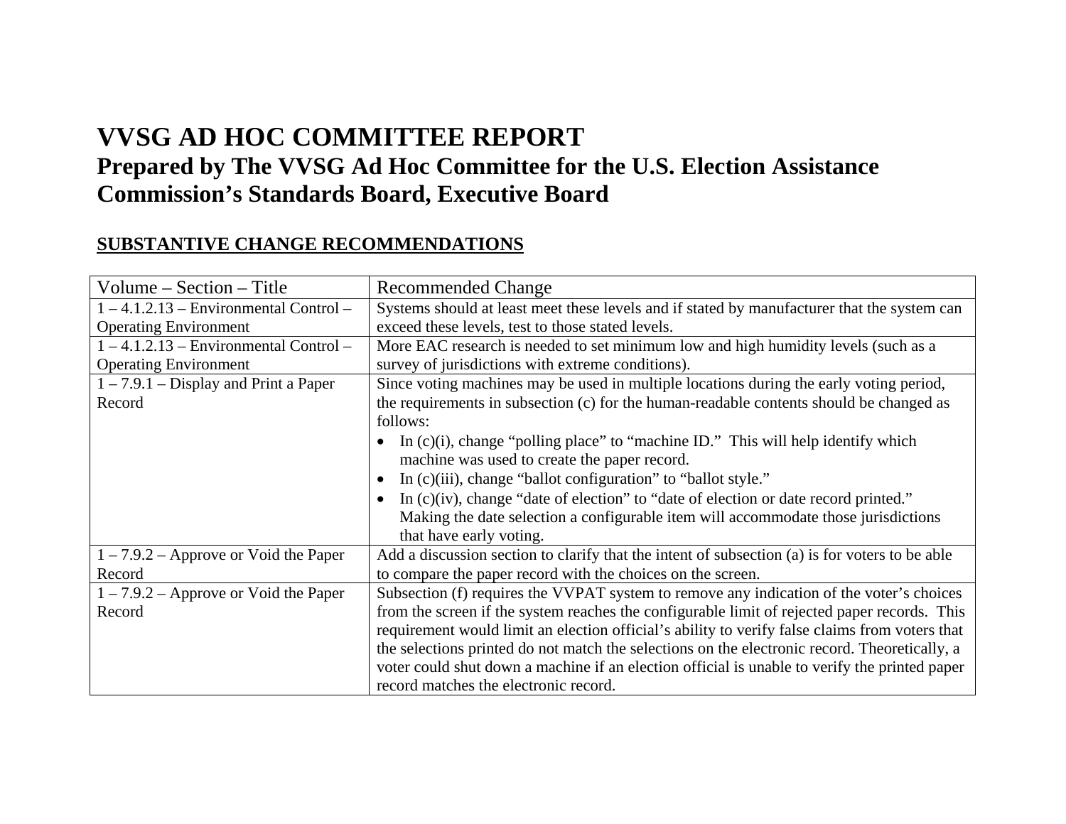# VVSG AD HOC COMMITTEE REPORT

## Prepared by The VVSG Ad Hoc Committee for the U.S. Election Assistance Commission's Standards Board, Executive Board

### SUBSTANTIVE CHANGE RECOMMENDATIONS

| Volume – Section – Title | Recommended Change |
|---|---|
| 1 – 4.1.2.13 – Environmental Control – Operating Environment | Systems should at least meet these levels and if stated by manufacturer that the system can exceed these levels, test to those stated levels. |
| 1 – 4.1.2.13 – Environmental Control – Operating Environment | More EAC research is needed to set minimum low and high humidity levels (such as a survey of jurisdictions with extreme conditions). |
| 1 – 7.9.1 – Display and Print a Paper Record | Since voting machines may be used in multiple locations during the early voting period, the requirements in subsection (c) for the human-readable contents should be changed as follows: <br>• In (c)(i), change "polling place" to "machine ID." This will help identify which machine was used to create the paper record. <br>• In (c)(iii), change "ballot configuration" to "ballot style." <br>• In (c)(iv), change "date of election" to "date of election or date record printed." Making the date selection a configurable item will accommodate those jurisdictions that have early voting. |
| 1 – 7.9.2 – Approve or Void the Paper Record | Add a discussion section to clarify that the intent of subsection (a) is for voters to be able to compare the paper record with the choices on the screen. |
| 1 – 7.9.2 – Approve or Void the Paper Record | Subsection (f) requires the VVPAT system to remove any indication of the voter's choices from the screen if the system reaches the configurable limit of rejected paper records. This requirement would limit an election official's ability to verify false claims from voters that the selections printed do not match the selections on the electronic record. Theoretically, a voter could shut down a machine if an election official is unable to verify the printed paper record matches the electronic record. |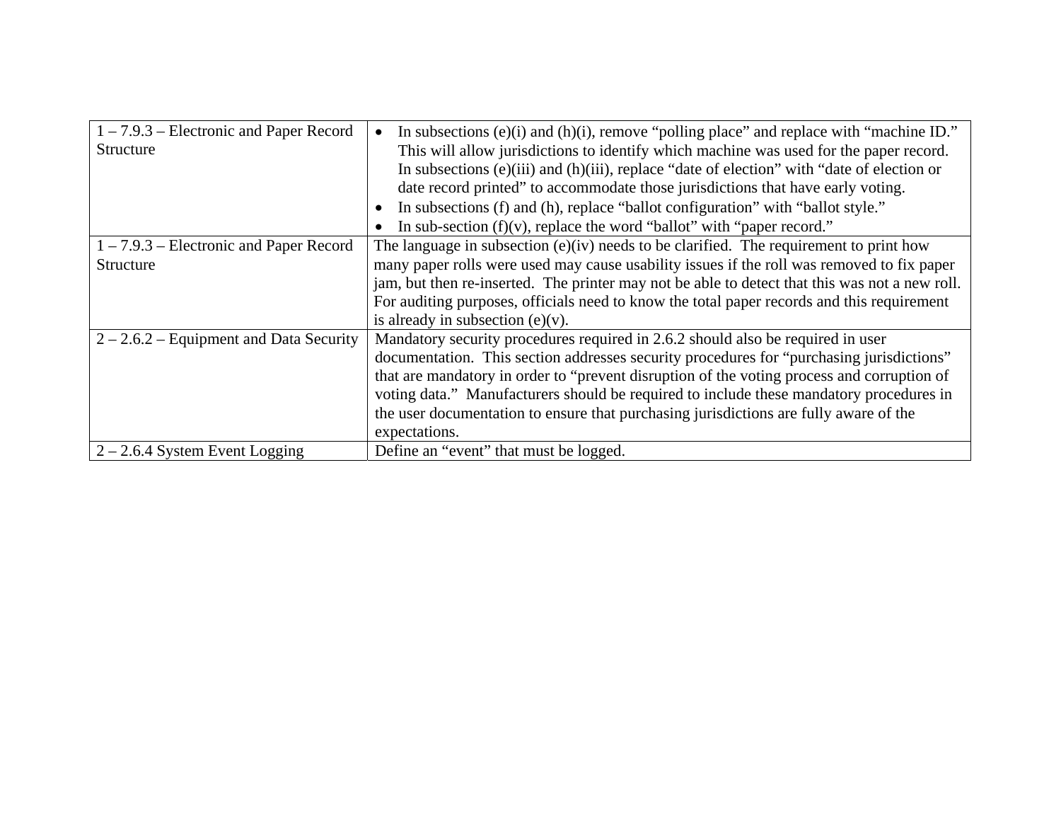| | |
|---|---|
| 1 – 7.9.3 – Electronic and Paper Record Structure | • In subsections (e)(i) and (h)(i), remove "polling place" and replace with "machine ID." This will allow jurisdictions to identify which machine was used for the paper record. In subsections (e)(iii) and (h)(iii), replace "date of election" with "date of election or date record printed" to accommodate those jurisdictions that have early voting.<br>• In subsections (f) and (h), replace "ballot configuration" with "ballot style."<br>• In sub-section (f)(v), replace the word "ballot" with "paper record." |
| 1 – 7.9.3 – Electronic and Paper Record Structure | The language in subsection (e)(iv) needs to be clarified. The requirement to print how many paper rolls were used may cause usability issues if the roll was removed to fix paper jam, but then re-inserted. The printer may not be able to detect that this was not a new roll. For auditing purposes, officials need to know the total paper records and this requirement is already in subsection (e)(v). |
| 2 – 2.6.2 – Equipment and Data Security | Mandatory security procedures required in 2.6.2 should also be required in user documentation. This section addresses security procedures for "purchasing jurisdictions" that are mandatory in order to "prevent disruption of the voting process and corruption of voting data." Manufacturers should be required to include these mandatory procedures in the user documentation to ensure that purchasing jurisdictions are fully aware of the expectations. |
| 2 – 2.6.4 System Event Logging | Define an "event" that must be logged. |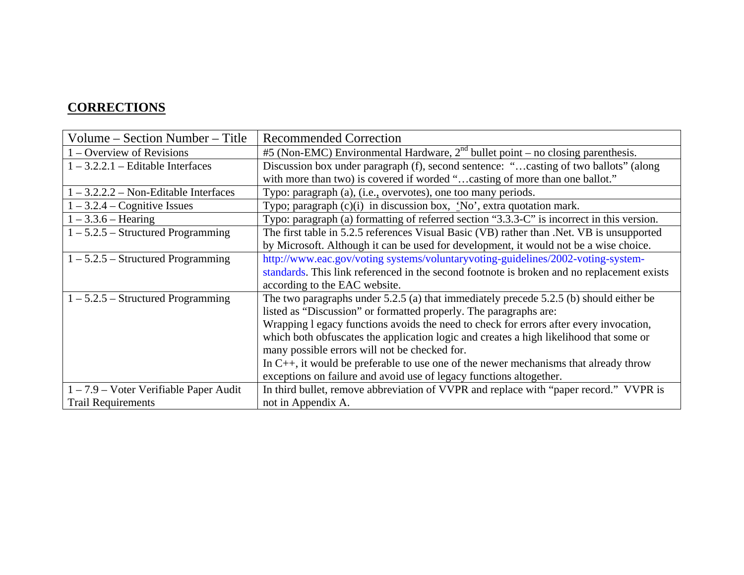## CORRECTIONS

| Volume – Section Number – Title | Recommended Correction |
|---|---|
| 1 – Overview of Revisions | #5 (Non-EMC) Environmental Hardware, 2nd bullet point – no closing parenthesis. |
| 1 – 3.2.2.1 – Editable Interfaces | Discussion box under paragraph (f), second sentence: "…casting of two ballots" (along with more than two) is covered if worded "…casting of more than one ballot." |
| 1 – 3.2.2.2 – Non-Editable Interfaces | Typo: paragraph (a), (i.e., overvotes), one too many periods. |
| 1 – 3.2.4 – Cognitive Issues | Typo; paragraph (c)(i) in discussion box, 'No', extra quotation mark. |
| 1 – 3.3.6 – Hearing | Typo: paragraph (a) formatting of referred section "3.3.3-C" is incorrect in this version. |
| 1 – 5.2.5 – Structured Programming | The first table in 5.2.5 references Visual Basic (VB) rather than .Net. VB is unsupported by Microsoft. Although it can be used for development, it would not be a wise choice. |
| 1 – 5.2.5 – Structured Programming | http://www.eac.gov/voting systems/voluntaryvoting-guidelines/2002-voting-system-standards. This link referenced in the second footnote is broken and no replacement exists according to the EAC website. |
| 1 – 5.2.5 – Structured Programming | The two paragraphs under 5.2.5 (a) that immediately precede 5.2.5 (b) should either be listed as "Discussion" or formatted properly. The paragraphs are: Wrapping l egacy functions avoids the need to check for errors after every invocation, which both obfuscates the application logic and creates a high likelihood that some or many possible errors will not be checked for. In C++, it would be preferable to use one of the newer mechanisms that already throw exceptions on failure and avoid use of legacy functions altogether. |
| 1 – 7.9 – Voter Verifiable Paper Audit Trail Requirements | In third bullet, remove abbreviation of VVPR and replace with "paper record." VVPR is not in Appendix A. |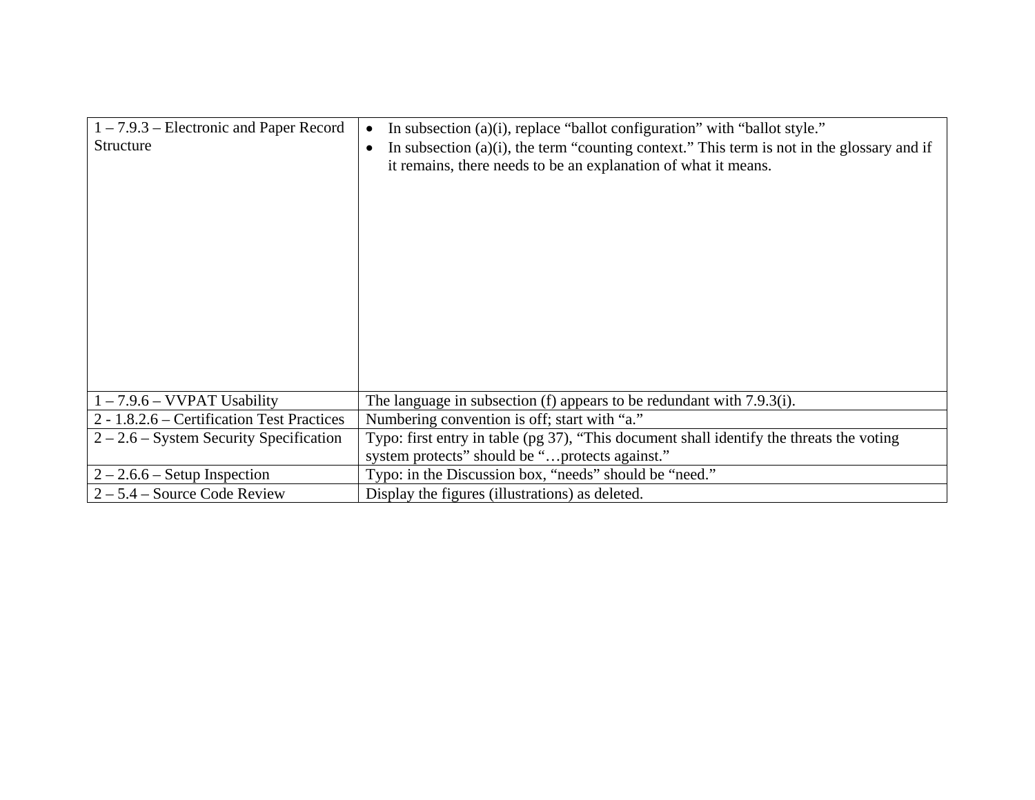| | |
|---|---|
| 1 – 7.9.3 – Electronic and Paper Record Structure | • In subsection (a)(i), replace “ballot configuration” with “ballot style.”<br>• In subsection (a)(i), the term “counting context.” This term is not in the glossary and if it remains, there needs to be an explanation of what it means. |
| 1 – 7.9.6 – VVPAT Usability | The language in subsection (f) appears to be redundant with 7.9.3(i). |
| 2 - 1.8.2.6 – Certification Test Practices | Numbering convention is off; start with “a.” |
| 2 – 2.6 – System Security Specification | Typo: first entry in table (pg 37), “This document shall identify the threats the voting system protects” should be “…protects against.” |
| 2 – 2.6.6 – Setup Inspection | Typo: in the Discussion box, “needs” should be “need.” |
| 2 – 5.4 – Source Code Review | Display the figures (illustrations) as deleted. |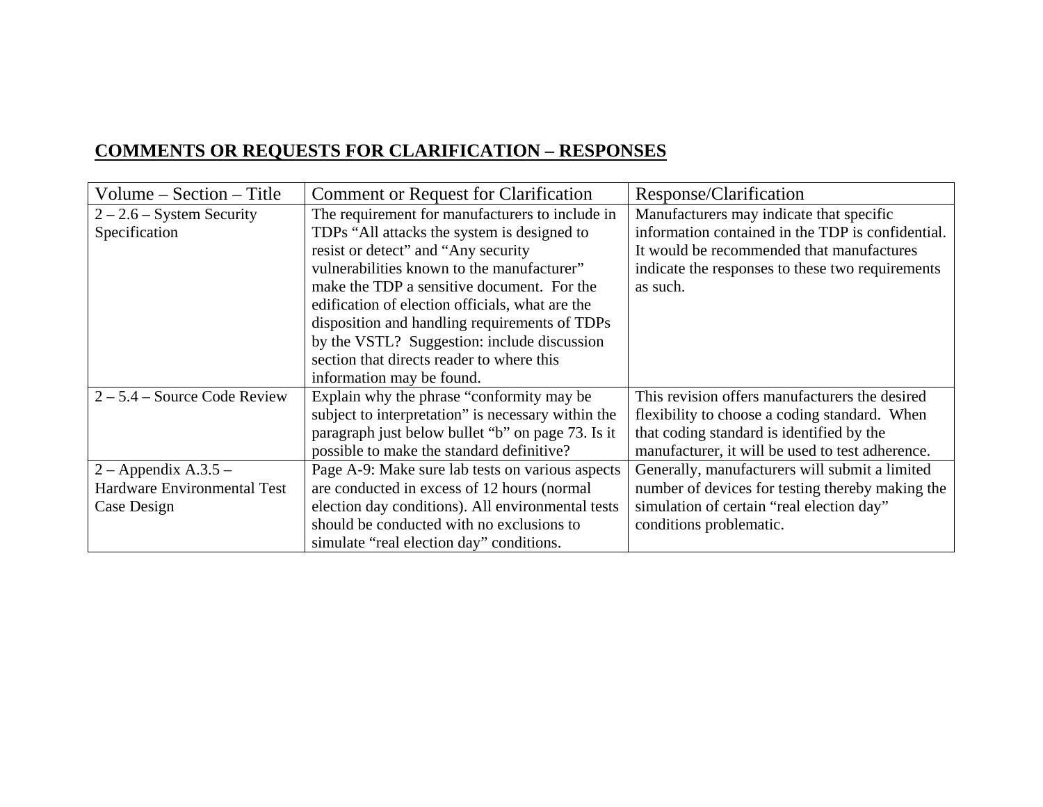## COMMENTS OR REQUESTS FOR CLARIFICATION – RESPONSES

| Volume – Section – Title | Comment or Request for Clarification | Response/Clarification |
| --- | --- | --- |
| 2 – 2.6 – System Security Specification | The requirement for manufacturers to include in TDPs "All attacks the system is designed to resist or detect" and "Any security vulnerabilities known to the manufacturer" make the TDP a sensitive document. For the edification of election officials, what are the disposition and handling requirements of TDPs by the VSTL? Suggestion: include discussion section that directs reader to where this information may be found. | Manufacturers may indicate that specific information contained in the TDP is confidential. It would be recommended that manufactures indicate the responses to these two requirements as such. |
| 2 – 5.4 – Source Code Review | Explain why the phrase "conformity may be subject to interpretation" is necessary within the paragraph just below bullet "b" on page 73. Is it possible to make the standard definitive? | This revision offers manufacturers the desired flexibility to choose a coding standard. When that coding standard is identified by the manufacturer, it will be used to test adherence. |
| 2 – Appendix A.3.5 – Hardware Environmental Test Case Design | Page A-9: Make sure lab tests on various aspects are conducted in excess of 12 hours (normal election day conditions). All environmental tests should be conducted with no exclusions to simulate "real election day" conditions. | Generally, manufacturers will submit a limited number of devices for testing thereby making the simulation of certain "real election day" conditions problematic. |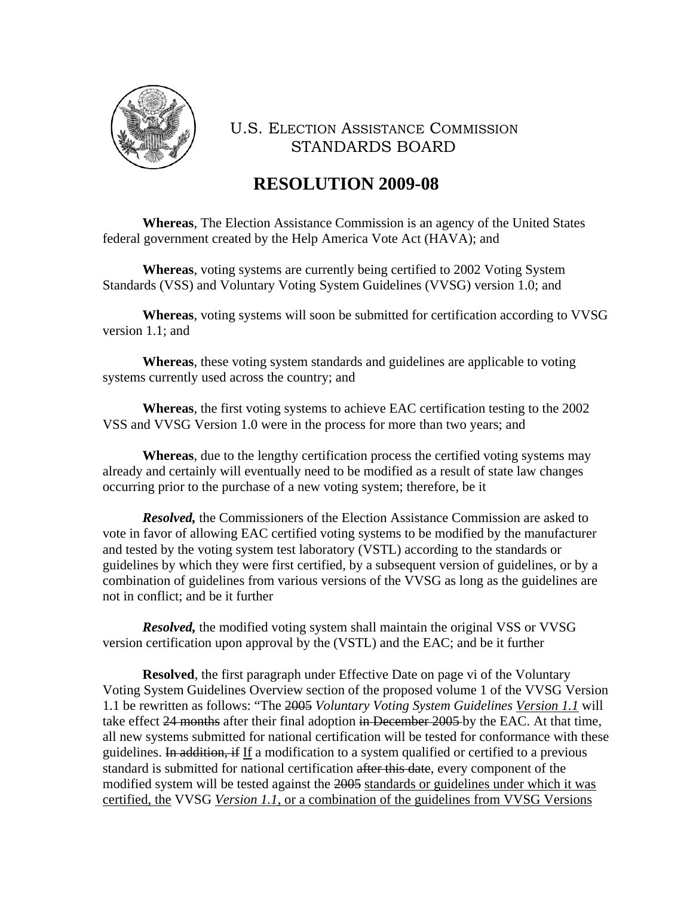U.S. ELECTION ASSISTANCE COMMISSION
STANDARDS BOARD

# RESOLUTION 2009-08

**Whereas**, The Election Assistance Commission is an agency of the United States federal government created by the Help America Vote Act (HAVA); and

**Whereas**, voting systems are currently being certified to 2002 Voting System Standards (VSS) and Voluntary Voting System Guidelines (VVSG) version 1.0; and

**Whereas**, voting systems will soon be submitted for certification according to VVSG version 1.1; and

**Whereas**, these voting system standards and guidelines are applicable to voting systems currently used across the country; and

**Whereas**, the first voting systems to achieve EAC certification testing to the 2002 VSS and VVSG Version 1.0 were in the process for more than two years; and

**Whereas**, due to the lengthy certification process the certified voting systems may already and certainly will eventually need to be modified as a result of state law changes occurring prior to the purchase of a new voting system; therefore, be it

***Resolved,*** the Commissioners of the Election Assistance Commission are asked to vote in favor of allowing EAC certified voting systems to be modified by the manufacturer and tested by the voting system test laboratory (VSTL) according to the standards or guidelines by which they were first certified, by a subsequent version of guidelines, or by a combination of guidelines from various versions of the VVSG as long as the guidelines are not in conflict; and be it further

***Resolved,*** the modified voting system shall maintain the original VSS or VVSG version certification upon approval by the (VSTL) and the EAC; and be it further

**Resolved**, the first paragraph under Effective Date on page vi of the Voluntary Voting System Guidelines Overview section of the proposed volume 1 of the VVSG Version 1.1 be rewritten as follows: "The ~~2005~~ *Voluntary Voting System Guidelines* <u>*Version 1.1*</u> will take effect ~~24 months~~ after their final adoption ~~in December 2005~~ by the EAC. At that time, all new systems submitted for national certification will be tested for conformance with these guidelines. ~~In addition, if~~ <u>If</u> a modification to a system qualified or certified to a previous standard is submitted for national certification ~~after this date~~, every component of the modified system will be tested against the ~~2005~~ <u>standards or guidelines under which it was certified, the</u> VVSG <u>*Version 1.1*, or a combination of the guidelines from VVSG Versions</u>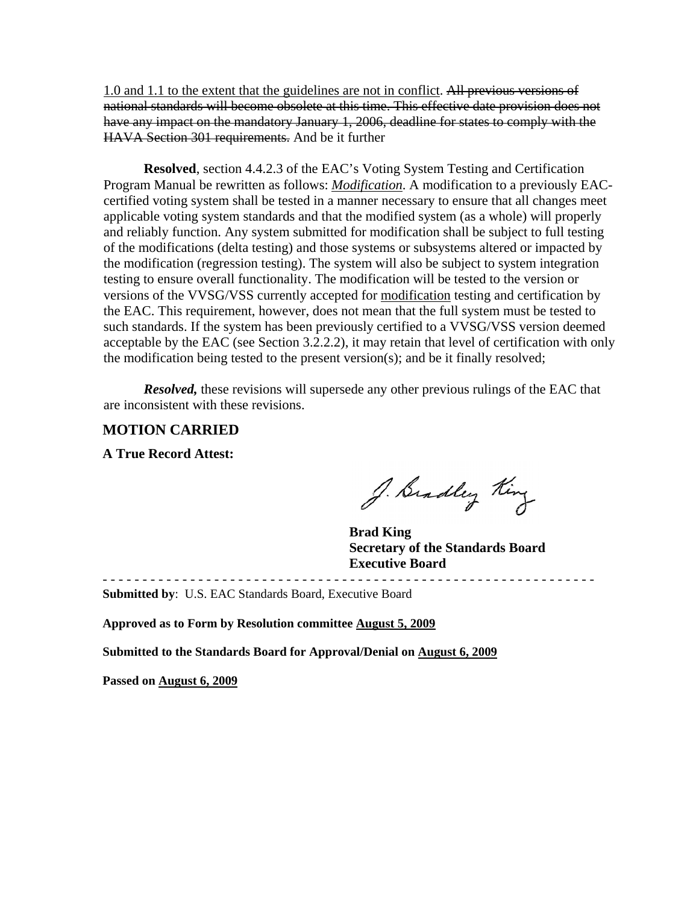<u>1.0 and 1.1 to the extent that the guidelines are not in conflict</u>. ~~All previous versions of national standards will become obsolete at this time. This effective date provision does not have any impact on the mandatory January 1, 2006, deadline for states to comply with the HAVA Section 301 requirements.~~ And be it further

**Resolved**, section 4.4.2.3 of the EAC's Voting System Testing and Certification Program Manual be rewritten as follows: <u>*Modification*</u>. A modification to a previously EAC-certified voting system shall be tested in a manner necessary to ensure that all changes meet applicable voting system standards and that the modified system (as a whole) will properly and reliably function. Any system submitted for modification shall be subject to full testing of the modifications (delta testing) and those systems or subsystems altered or impacted by the modification (regression testing). The system will also be subject to system integration testing to ensure overall functionality. The modification will be tested to the version or versions of the VVSG/VSS currently accepted for <u>modification</u> testing and certification by the EAC. This requirement, however, does not mean that the full system must be tested to such standards. If the system has been previously certified to a VVSG/VSS version deemed acceptable by the EAC (see Section 3.2.2.2), it may retain that level of certification with only the modification being tested to the present version(s); and be it finally resolved;

***Resolved,*** these revisions will supersede any other previous rulings of the EAC that are inconsistent with these revisions.

## MOTION CARRIED

**A True Record Attest:**

J. Bradley King

**Brad King**
**Secretary of the Standards Board**
**Executive Board**

---

**Submitted by**: U.S. EAC Standards Board, Executive Board

**Approved as to Form by Resolution committee <u>August 5, 2009</u>**

**Submitted to the Standards Board for Approval/Denial on <u>August 6, 2009</u>**

**Passed on <u>August 6, 2009</u>**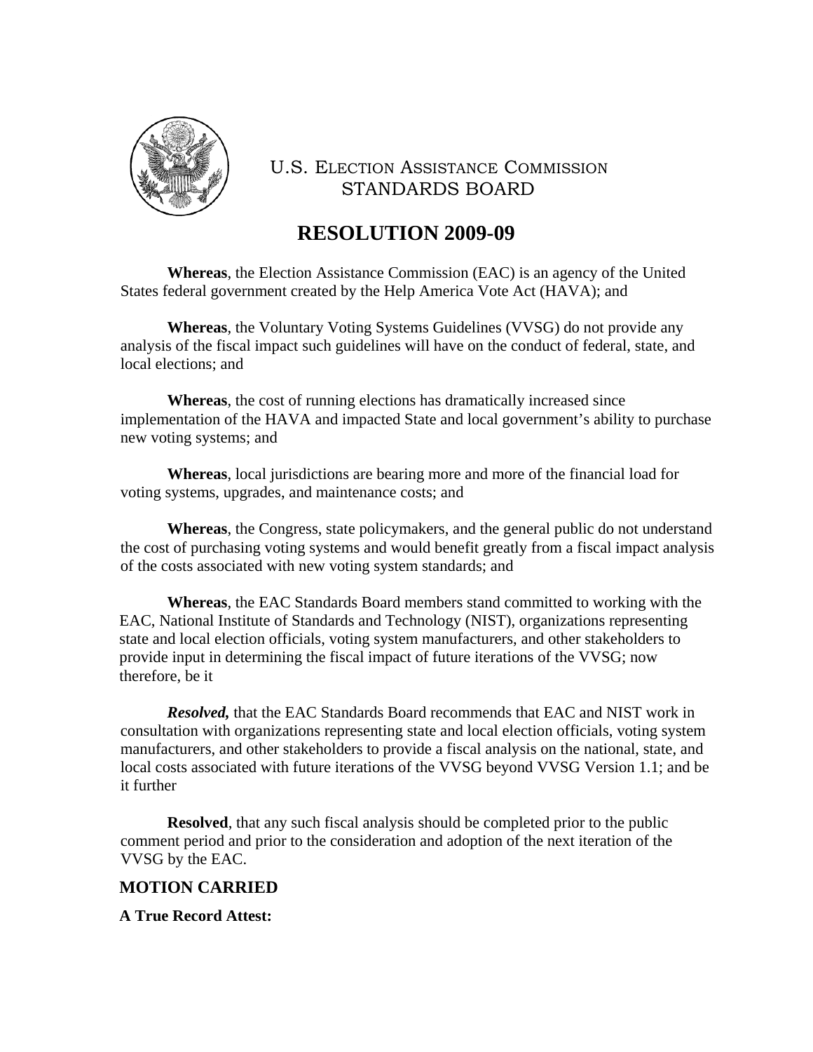U.S. ELECTION ASSISTANCE COMMISSION
STANDARDS BOARD

# RESOLUTION 2009-09

**Whereas**, the Election Assistance Commission (EAC) is an agency of the United States federal government created by the Help America Vote Act (HAVA); and

**Whereas**, the Voluntary Voting Systems Guidelines (VVSG) do not provide any analysis of the fiscal impact such guidelines will have on the conduct of federal, state, and local elections; and

**Whereas**, the cost of running elections has dramatically increased since implementation of the HAVA and impacted State and local government's ability to purchase new voting systems; and

**Whereas**, local jurisdictions are bearing more and more of the financial load for voting systems, upgrades, and maintenance costs; and

**Whereas**, the Congress, state policymakers, and the general public do not understand the cost of purchasing voting systems and would benefit greatly from a fiscal impact analysis of the costs associated with new voting system standards; and

**Whereas**, the EAC Standards Board members stand committed to working with the EAC, National Institute of Standards and Technology (NIST), organizations representing state and local election officials, voting system manufacturers, and other stakeholders to provide input in determining the fiscal impact of future iterations of the VVSG; now therefore, be it

***Resolved,*** that the EAC Standards Board recommends that EAC and NIST work in consultation with organizations representing state and local election officials, voting system manufacturers, and other stakeholders to provide a fiscal analysis on the national, state, and local costs associated with future iterations of the VVSG beyond VVSG Version 1.1; and be it further

**Resolved**, that any such fiscal analysis should be completed prior to the public comment period and prior to the consideration and adoption of the next iteration of the VVSG by the EAC.

**MOTION CARRIED**

**A True Record Attest:**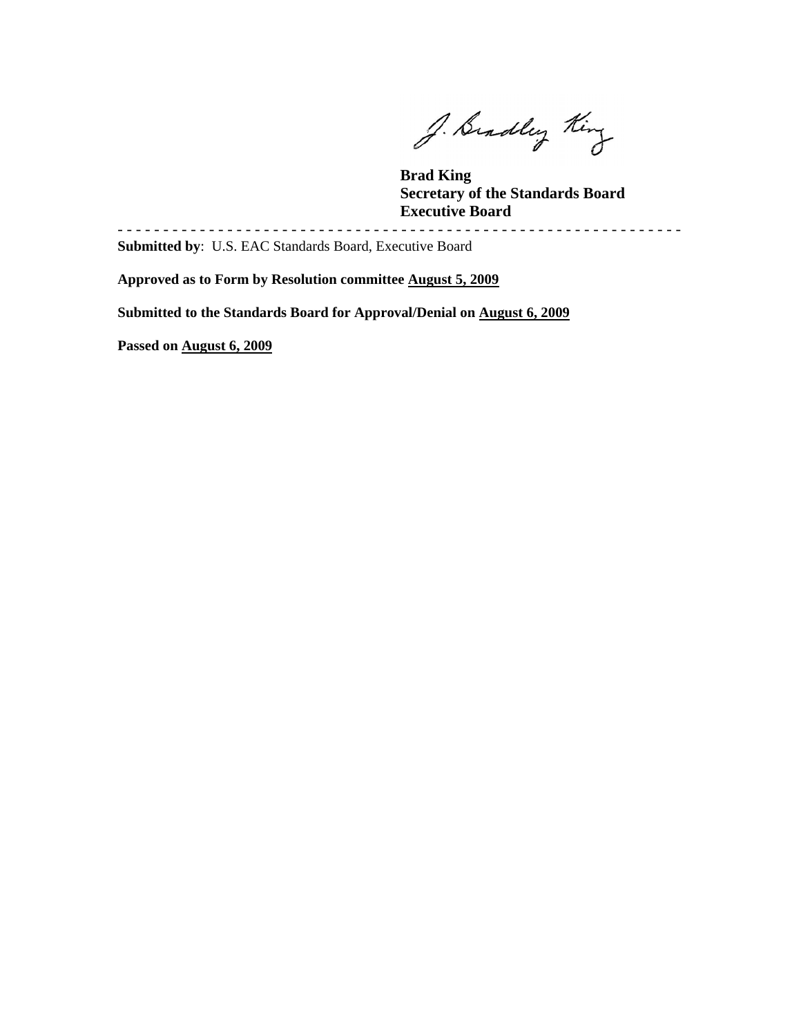J. Bradley King

**Brad King**
**Secretary of the Standards Board**
**Executive Board**

- - - - - - - - - - - - - - - - - - - - - - - - - - - - - - - - - - - - - - - - - - - - - - - - - - - - - - - - - - - - - - -

**Submitted by**: U.S. EAC Standards Board, Executive Board

**Approved as to Form by Resolution committee August 5, 2009**

**Submitted to the Standards Board for Approval/Denial on August 6, 2009**

**Passed on August 6, 2009**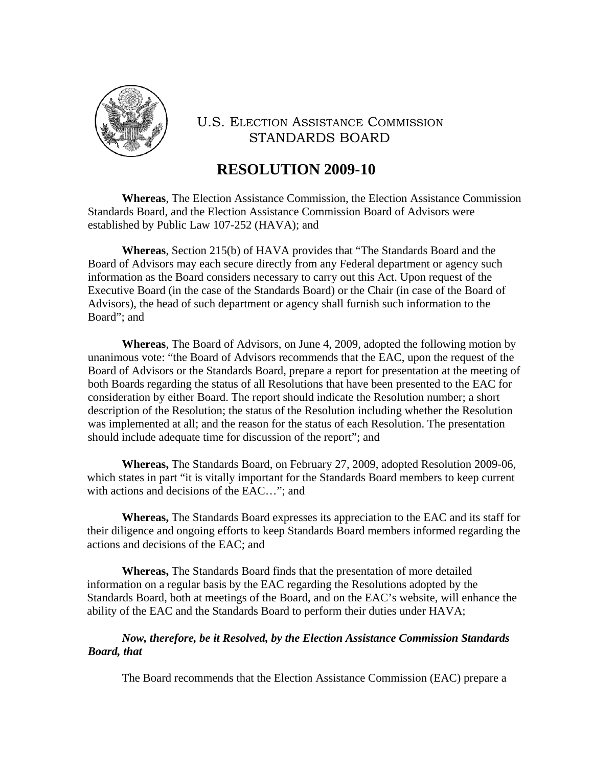U.S. ELECTION ASSISTANCE COMMISSION
STANDARDS BOARD

# RESOLUTION 2009-10

**Whereas**, The Election Assistance Commission, the Election Assistance Commission Standards Board, and the Election Assistance Commission Board of Advisors were established by Public Law 107-252 (HAVA); and

**Whereas**, Section 215(b) of HAVA provides that "The Standards Board and the Board of Advisors may each secure directly from any Federal department or agency such information as the Board considers necessary to carry out this Act. Upon request of the Executive Board (in the case of the Standards Board) or the Chair (in case of the Board of Advisors), the head of such department or agency shall furnish such information to the Board"; and

**Whereas**, The Board of Advisors, on June 4, 2009, adopted the following motion by unanimous vote: "the Board of Advisors recommends that the EAC, upon the request of the Board of Advisors or the Standards Board, prepare a report for presentation at the meeting of both Boards regarding the status of all Resolutions that have been presented to the EAC for consideration by either Board. The report should indicate the Resolution number; a short description of the Resolution; the status of the Resolution including whether the Resolution was implemented at all; and the reason for the status of each Resolution. The presentation should include adequate time for discussion of the report"; and

**Whereas,** The Standards Board, on February 27, 2009, adopted Resolution 2009-06, which states in part "it is vitally important for the Standards Board members to keep current with actions and decisions of the EAC…"; and

**Whereas,** The Standards Board expresses its appreciation to the EAC and its staff for their diligence and ongoing efforts to keep Standards Board members informed regarding the actions and decisions of the EAC; and

**Whereas,** The Standards Board finds that the presentation of more detailed information on a regular basis by the EAC regarding the Resolutions adopted by the Standards Board, both at meetings of the Board, and on the EAC's website, will enhance the ability of the EAC and the Standards Board to perform their duties under HAVA;

***Now, therefore, be it Resolved, by the Election Assistance Commission Standards Board, that***

The Board recommends that the Election Assistance Commission (EAC) prepare a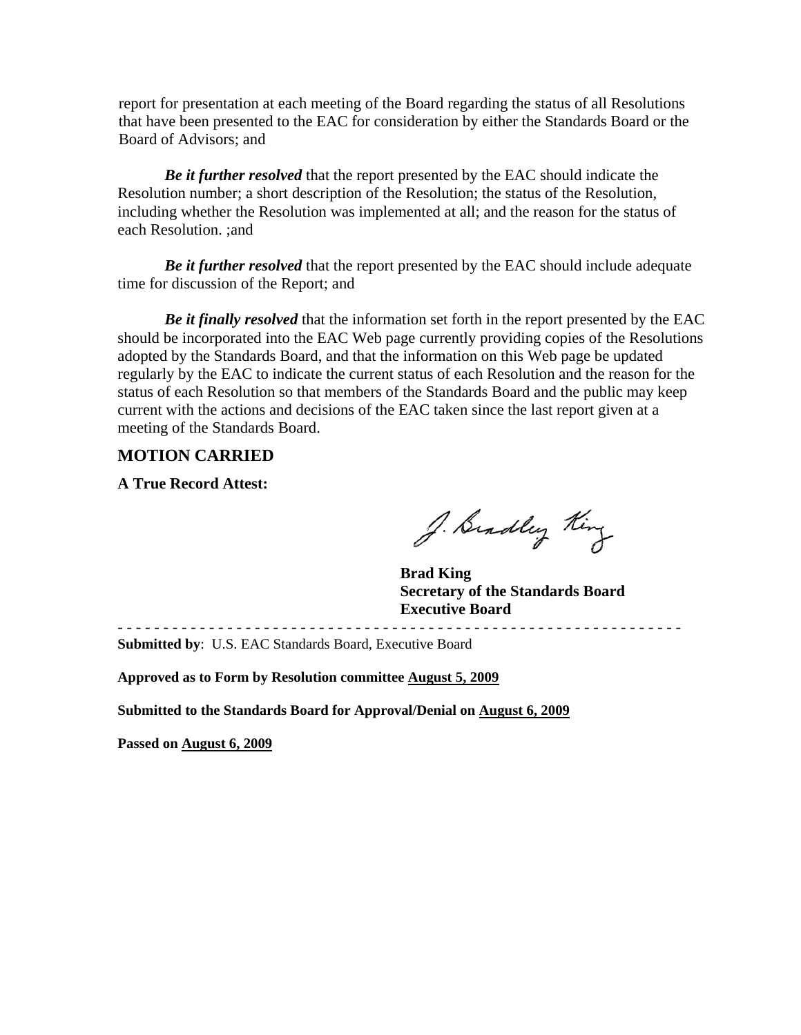report for presentation at each meeting of the Board regarding the status of all Resolutions that have been presented to the EAC for consideration by either the Standards Board or the Board of Advisors; and

***Be it further resolved*** that the report presented by the EAC should indicate the Resolution number; a short description of the Resolution; the status of the Resolution, including whether the Resolution was implemented at all; and the reason for the status of each Resolution. ;and

***Be it further resolved*** that the report presented by the EAC should include adequate time for discussion of the Report; and

***Be it finally resolved*** that the information set forth in the report presented by the EAC should be incorporated into the EAC Web page currently providing copies of the Resolutions adopted by the Standards Board, and that the information on this Web page be updated regularly by the EAC to indicate the current status of each Resolution and the reason for the status of each Resolution so that members of the Standards Board and the public may keep current with the actions and decisions of the EAC taken since the last report given at a meeting of the Standards Board.

## MOTION CARRIED

**A True Record Attest:**

J. Bradley King

**Brad King**
**Secretary of the Standards Board**
**Executive Board**

- - - - - - - - - - - - - - - - - - - - - - - - - - - - - - - - - - - - - - - - - - - - - - - - - - - - - - - - - - - - - - -

**Submitted by**: U.S. EAC Standards Board, Executive Board

**Approved as to Form by Resolution committee <u>August 5, 2009</u>**

**Submitted to the Standards Board for Approval/Denial on <u>August 6, 2009</u>**

**Passed on <u>August 6, 2009</u>**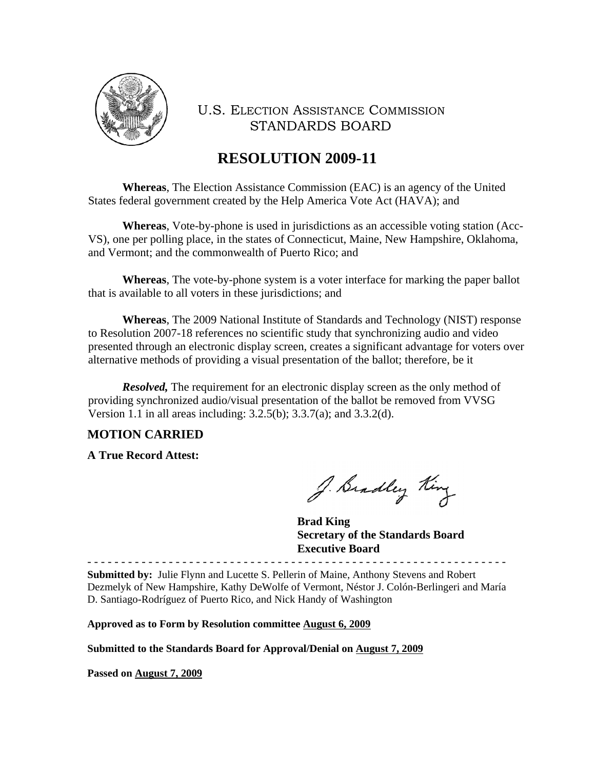U.S. ELECTION ASSISTANCE COMMISSION
STANDARDS BOARD

# RESOLUTION 2009-11

**Whereas**, The Election Assistance Commission (EAC) is an agency of the United States federal government created by the Help America Vote Act (HAVA); and

**Whereas**, Vote-by-phone is used in jurisdictions as an accessible voting station (Acc-VS), one per polling place, in the states of Connecticut, Maine, New Hampshire, Oklahoma, and Vermont; and the commonwealth of Puerto Rico; and

**Whereas**, The vote-by-phone system is a voter interface for marking the paper ballot that is available to all voters in these jurisdictions; and

**Whereas**, The 2009 National Institute of Standards and Technology (NIST) response to Resolution 2007-18 references no scientific study that synchronizing audio and video presented through an electronic display screen, creates a significant advantage for voters over alternative methods of providing a visual presentation of the ballot; therefore, be it

***Resolved,*** The requirement for an electronic display screen as the only method of providing synchronized audio/visual presentation of the ballot be removed from VVSG Version 1.1 in all areas including: 3.2.5(b); 3.3.7(a); and 3.3.2(d).

**MOTION CARRIED**

**A True Record Attest:**

J. Bradley King

**Brad King**
**Secretary of the Standards Board**
**Executive Board**

- - - - - - - - - - - - - - - - - - - - - - - - - - - - - - - - - - - - - - - - - - - - - - - - - - - - - - - - - - - -

**Submitted by:** Julie Flynn and Lucette S. Pellerin of Maine, Anthony Stevens and Robert Dezmelyk of New Hampshire, Kathy DeWolfe of Vermont, Néstor J. Colón-Berlingeri and María D. Santiago-Rodríguez of Puerto Rico, and Nick Handy of Washington

**Approved as to Form by Resolution committee August 6, 2009**

**Submitted to the Standards Board for Approval/Denial on August 7, 2009**

**Passed on August 7, 2009**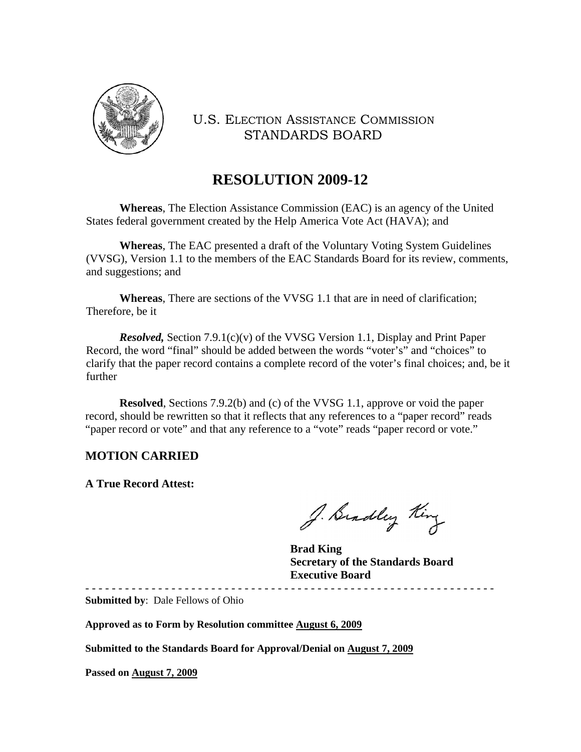U.S. ELECTION ASSISTANCE COMMISSION
STANDARDS BOARD

# RESOLUTION 2009-12

**Whereas**, The Election Assistance Commission (EAC) is an agency of the United States federal government created by the Help America Vote Act (HAVA); and

**Whereas**, The EAC presented a draft of the Voluntary Voting System Guidelines (VVSG), Version 1.1 to the members of the EAC Standards Board for its review, comments, and suggestions; and

**Whereas**, There are sections of the VVSG 1.1 that are in need of clarification; Therefore, be it

***Resolved,*** Section 7.9.1(c)(v) of the VVSG Version 1.1, Display and Print Paper Record, the word "final" should be added between the words "voter's" and "choices" to clarify that the paper record contains a complete record of the voter's final choices; and, be it further

**Resolved**, Sections 7.9.2(b) and (c) of the VVSG 1.1, approve or void the paper record, should be rewritten so that it reflects that any references to a "paper record" reads "paper record or vote" and that any reference to a "vote" reads "paper record or vote."

## MOTION CARRIED

**A True Record Attest:**

J. Bradley King

**Brad King**
**Secretary of the Standards Board**
**Executive Board**

- - - - - - - - - - - - - - - - - - - - - - - - - - - - - - - - - - - - - - - - - - - - - - - - - - - - - - - - - - - - - -

**Submitted by**: Dale Fellows of Ohio

**Approved as to Form by Resolution committee August 6, 2009**

**Submitted to the Standards Board for Approval/Denial on August 7, 2009**

**Passed on August 7, 2009**